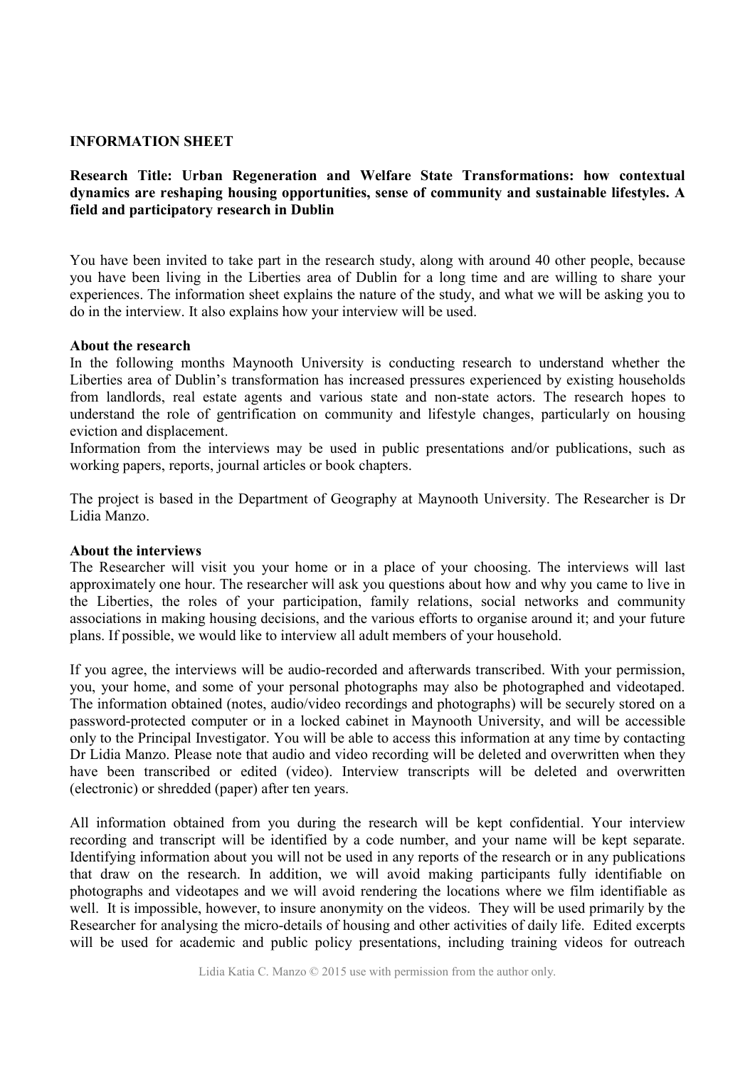**INFORMATION SHEET**

**Research Title: Urban Regeneration and Welfare State Transformations: how contextual dynamics are reshaping housing opportunities, sense of community and sustainable lifestyles. A field and participatory research in Dublin**

You have been invited to take part in the research study, along with around 40 other people, because you have been living in the Liberties area of Dublin for a long time and are willing to share your experiences. The information sheet explains the nature of the study, and what we will be asking you to do in the interview. It also explains how your interview will be used.

**About the research**

In the following months Maynooth University is conducting research to understand whether the Liberties area of Dublin's transformation has increased pressures experienced by existing households from landlords, real estate agents and various state and non-state actors. The research hopes to understand the role of gentrification on community and lifestyle changes, particularly on housing eviction and displacement.

Information from the interviews may be used in public presentations and/or publications, such as working papers, reports, journal articles or book chapters.

The project is based in the Department of Geography at Maynooth University. The Researcher is Dr Lidia Manzo.

**About the interviews**

The Researcher will visit you your home or in a place of your choosing. The interviews will last approximately one hour. The researcher will ask you questions about how and why you came to live in the Liberties, the roles of your participation, family relations, social networks and community associations in making housing decisions, and the various efforts to organise around it; and your future plans. If possible, we would like to interview all adult members of your household.

If you agree, the interviews will be audio-recorded and afterwards transcribed. With your permission, you, your home, and some of your personal photographs may also be photographed and videotaped. The information obtained (notes, audio/video recordings and photographs) will be securely stored on a password-protected computer or in a locked cabinet in Maynooth University, and will be accessible only to the Principal Investigator. You will be able to access this information at any time by contacting Dr Lidia Manzo. Please note that audio and video recording will be deleted and overwritten when they have been transcribed or edited (video). Interview transcripts will be deleted and overwritten (electronic) or shredded (paper) after ten years.

All information obtained from you during the research will be kept confidential. Your interview recording and transcript will be identified by a code number, and your name will be kept separate. Identifying information about you will not be used in any reports of the research or in any publications that draw on the research. In addition, we will avoid making participants fully identifiable on photographs and videotapes and we will avoid rendering the locations where we film identifiable as well. It is impossible, however, to insure anonymity on the videos. They will be used primarily by the Researcher for analysing the micro-details of housing and other activities of daily life. Edited excerpts will be used for academic and public policy presentations, including training videos for outreach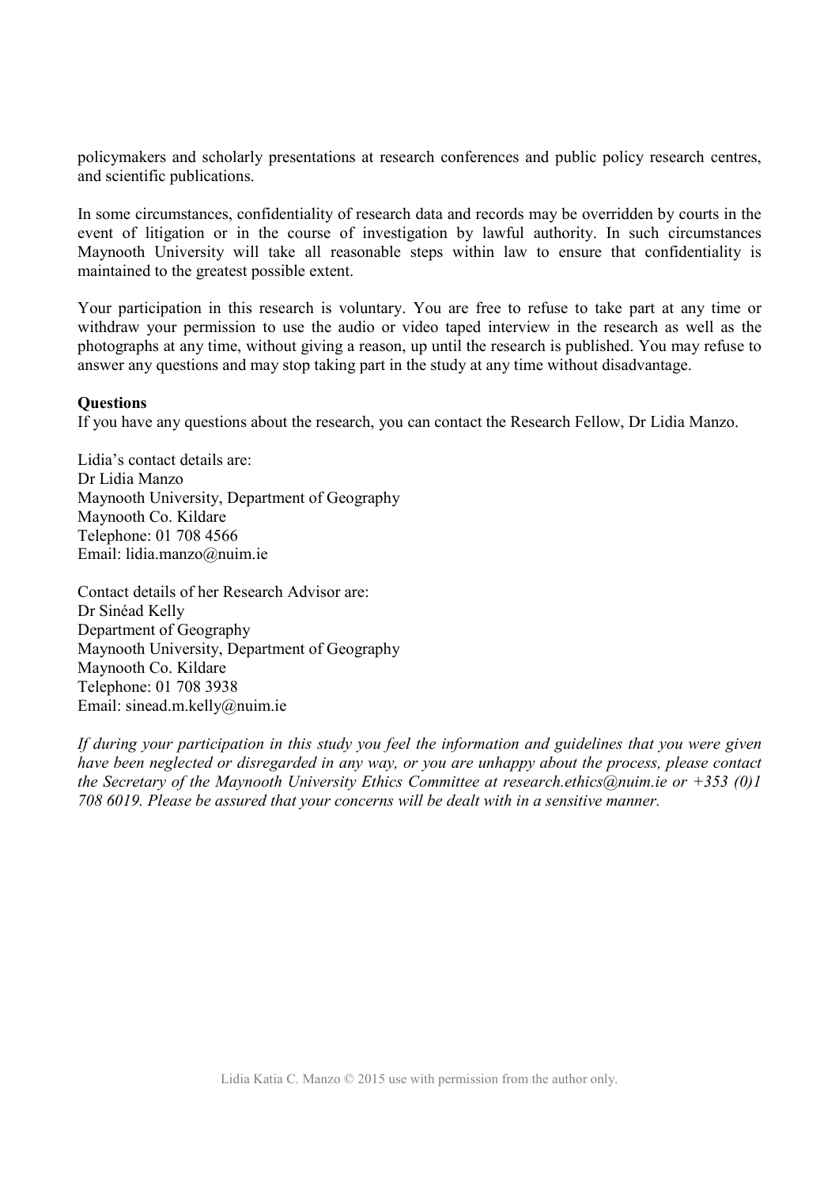policymakers and scholarly presentations at research conferences and public policy research centres, and scientific publications.

In some circumstances, confidentiality of research data and records may be overridden by courts in the event of litigation or in the course of investigation by lawful authority. In such circumstances Maynooth University will take all reasonable steps within law to ensure that confidentiality is maintained to the greatest possible extent.

Your participation in this research is voluntary. You are free to refuse to take part at any time or withdraw your permission to use the audio or video taped interview in the research as well as the photographs at any time, without giving a reason, up until the research is published. You may refuse to answer any questions and may stop taking part in the study at any time without disadvantage.

**Questions**
If you have any questions about the research, you can contact the Research Fellow, Dr Lidia Manzo.

Lidia's contact details are:
Dr Lidia Manzo
Maynooth University, Department of Geography
Maynooth Co. Kildare
Telephone: 01 708 4566
Email: lidia.manzo@nuim.ie

Contact details of her Research Advisor are:
Dr Sinéad Kelly
Department of Geography
Maynooth University, Department of Geography
Maynooth Co. Kildare
Telephone: 01 708 3938
Email: sinead.m.kelly@nuim.ie

*If during your participation in this study you feel the information and guidelines that you were given have been neglected or disregarded in any way, or you are unhappy about the process, please contact the Secretary of the Maynooth University Ethics Committee at research.ethics@nuim.ie or +353 (0)1 708 6019. Please be assured that your concerns will be dealt with in a sensitive manner.*

Lidia Katia C. Manzo © 2015 use with permission from the author only.